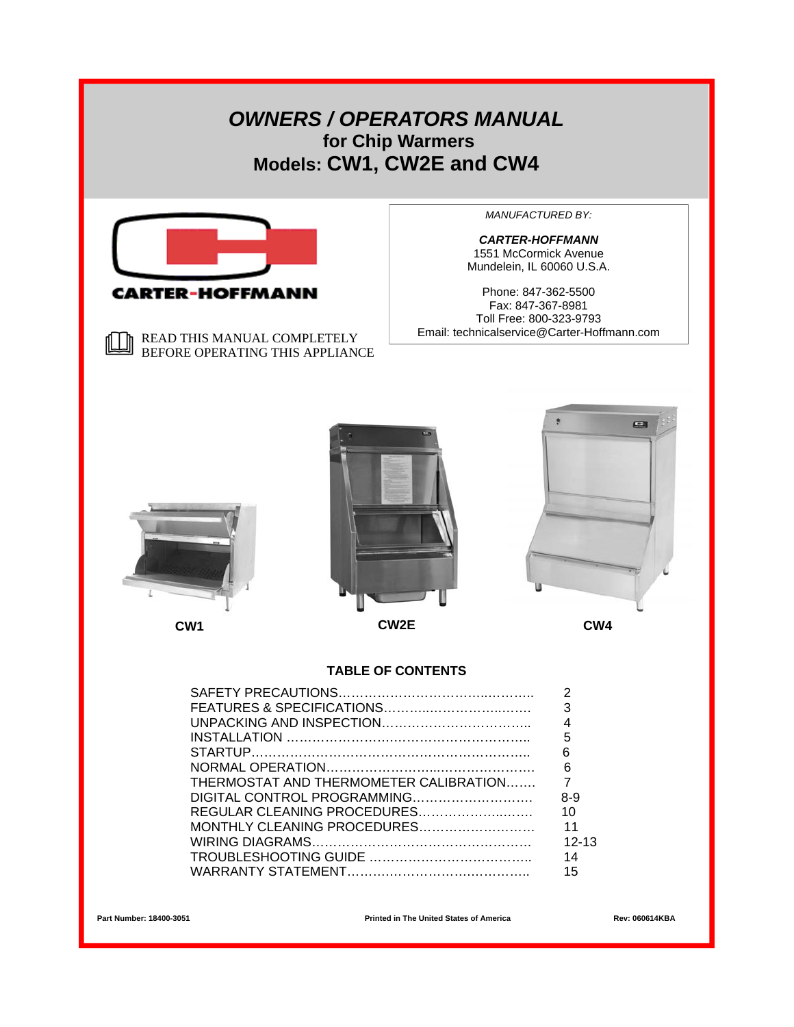# *OWNERS / OPERATORS MANUAL*

## for Chip Warmers

## Models: CW1, CW2E and CW4

CARTER-HOFFMANN

READ THIS MANUAL COMPLETELY BEFORE OPERATING THIS APPLIANCE

*MANUFACTURED BY:*

***CARTER-HOFFMANN***
1551 McCormick Avenue
Mundelein, IL 60060 U.S.A.

Phone: 847-362-5500
Fax: 847-367-8981
Toll Free: 800-323-9793
Email: technicalservice@Carter-Hoffmann.com

**CW1** **CW2E** **CW4**

### TABLE OF CONTENTS

| | |
|---|---|
| SAFETY PRECAUTIONS | 2 |
| FEATURES & SPECIFICATIONS | 3 |
| UNPACKING AND INSPECTION | 4 |
| INSTALLATION | 5 |
| STARTUP | 6 |
| NORMAL OPERATION | 6 |
| THERMOSTAT AND THERMOMETER CALIBRATION | 7 |
| DIGITAL CONTROL PROGRAMMING | 8-9 |
| REGULAR CLEANING PROCEDURES | 10 |
| MONTHLY CLEANING PROCEDURES | 11 |
| WIRING DIAGRAMS | 12-13 |
| TROUBLESHOOTING GUIDE | 14 |
| WARRANTY STATEMENT | 15 |

**Part Number: 18400-3051** **Printed in The United States of America** **Rev: 060614KBA**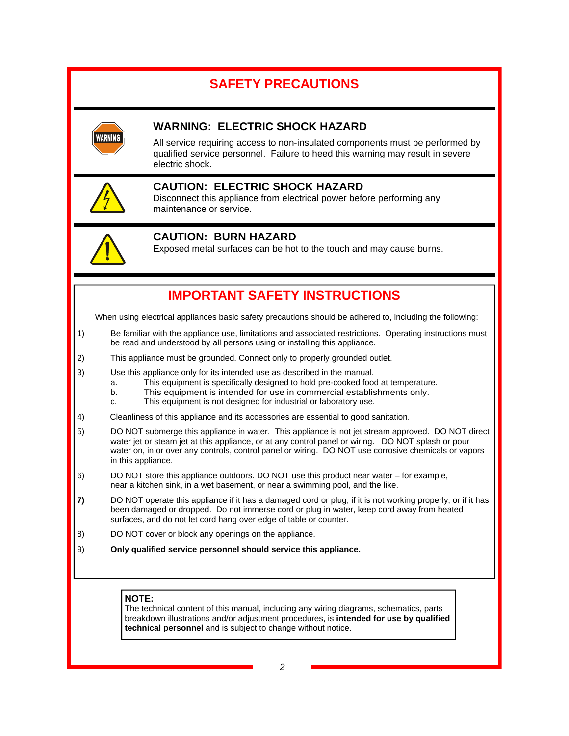# SAFETY PRECAUTIONS

## WARNING: ELECTRIC SHOCK HAZARD

All service requiring access to non-insulated components must be performed by qualified service personnel. Failure to heed this warning may result in severe electric shock.

## CAUTION: ELECTRIC SHOCK HAZARD

Disconnect this appliance from electrical power before performing any maintenance or service.

## CAUTION: BURN HAZARD

Exposed metal surfaces can be hot to the touch and may cause burns.

# IMPORTANT SAFETY INSTRUCTIONS

When using electrical appliances basic safety precautions should be adhered to, including the following:

1) Be familiar with the appliance use, limitations and associated restrictions. Operating instructions must be read and understood by all persons using or installing this appliance.

2) This appliance must be grounded. Connect only to properly grounded outlet.

3) Use this appliance only for its intended use as described in the manual.
   a. This equipment is specifically designed to hold pre-cooked food at temperature.
   b. This equipment is intended for use in commercial establishments only.
   c. This equipment is not designed for industrial or laboratory use.

4) Cleanliness of this appliance and its accessories are essential to good sanitation.

5) DO NOT submerge this appliance in water. This appliance is not jet stream approved. DO NOT direct water jet or steam jet at this appliance, or at any control panel or wiring. DO NOT splash or pour water on, in or over any controls, control panel or wiring. DO NOT use corrosive chemicals or vapors in this appliance.

6) DO NOT store this appliance outdoors. DO NOT use this product near water – for example, near a kitchen sink, in a wet basement, or near a swimming pool, and the like.

7) DO NOT operate this appliance if it has a damaged cord or plug, if it is not working properly, or if it has been damaged or dropped. Do not immerse cord or plug in water, keep cord away from heated surfaces, and do not let cord hang over edge of table or counter.

8) DO NOT cover or block any openings on the appliance.

9) **Only qualified service personnel should service this appliance.**

**NOTE:**
The technical content of this manual, including any wiring diagrams, schematics, parts breakdown illustrations and/or adjustment procedures, is **intended for use by qualified technical personnel** and is subject to change without notice.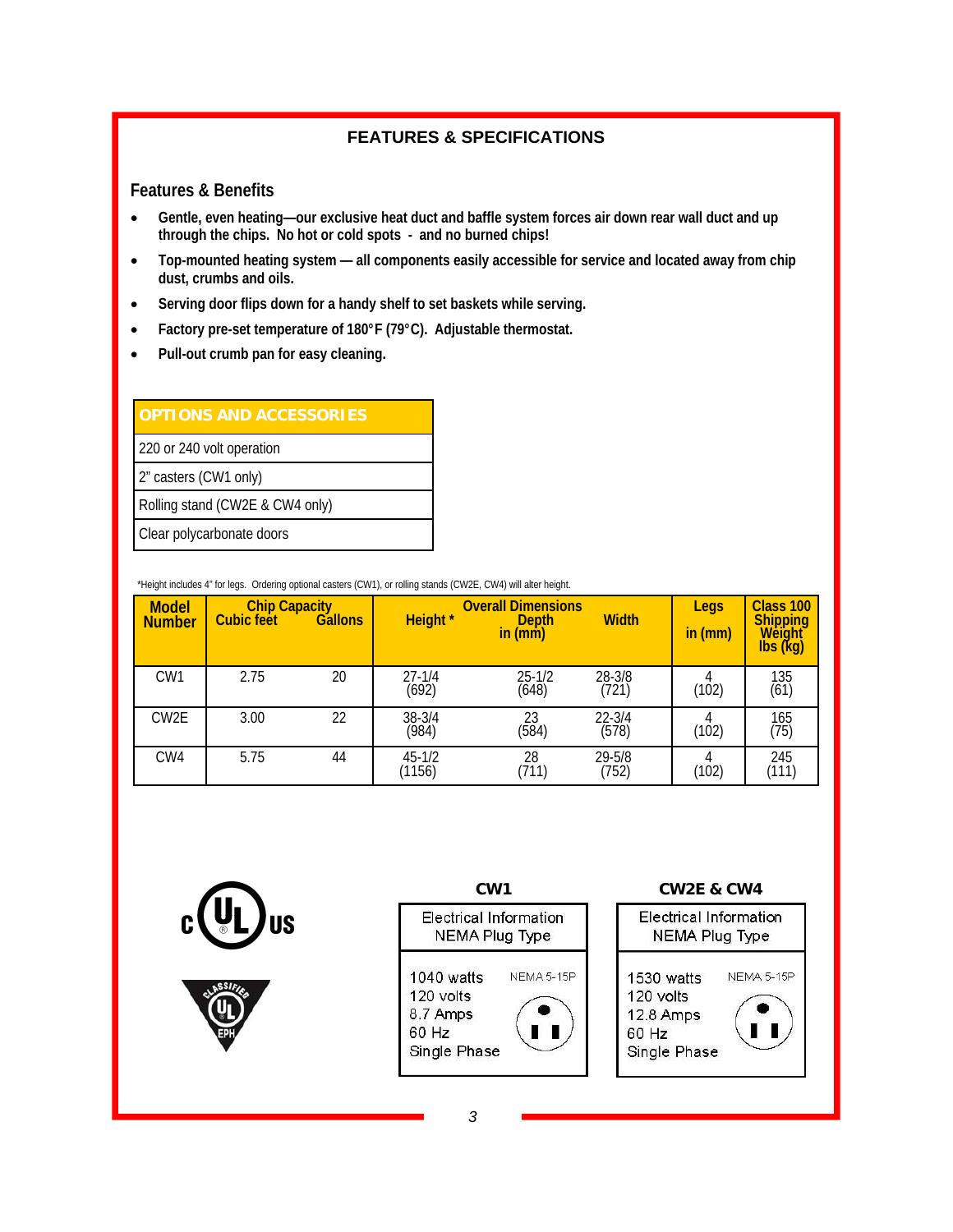## FEATURES & SPECIFICATIONS

### Features & Benefits

- **Gentle, even heating—our exclusive heat duct and baffle system forces air down rear wall duct and up through the chips. No hot or cold spots - and no burned chips!**
- **Top-mounted heating system — all components easily accessible for service and located away from chip dust, crumbs and oils.**
- **Serving door flips down for a handy shelf to set baskets while serving.**
- **Factory pre-set temperature of 180°F (79°C). Adjustable thermostat.**
- **Pull-out crumb pan for easy cleaning.**

| OPTIONS AND ACCESSORIES |
|---|
| 220 or 240 volt operation |
| 2" casters (CW1 only) |
| Rolling stand (CW2E & CW4 only) |
| Clear polycarbonate doors |

*Height includes 4" for legs. Ordering optional casters (CW1), or rolling stands (CW2E, CW4) will alter height.

| Model Number | Chip Capacity Cubic feet | Gallons | Overall Dimensions in (mm) Height * | Depth | Width | Legs in (mm) | Class 100 Shipping Weight lbs (kg) |
|---|---|---|---|---|---|---|---|
| CW1 | 2.75 | 20 | 27-1/4 (692) | 25-1/2 (648) | 28-3/8 (721) | 4 (102) | 135 (61) |
| CW2E | 3.00 | 22 | 38-3/4 (984) | 23 (584) | 22-3/4 (578) | 4 (102) | 165 (75) |
| CW4 | 5.75 | 44 | 45-1/2 (1156) | 28 (711) | 29-5/8 (752) | 4 (102) | 245 (111) |

**CW1**

| Electrical Information NEMA Plug Type |
|---|
| 1040 watts<br>120 volts<br>8.7 Amps<br>60 Hz<br>Single Phase<br>NEMA 5-15P |

**CW2E & CW4**

| Electrical Information NEMA Plug Type |
|---|
| 1530 watts<br>120 volts<br>12.8 Amps<br>60 Hz<br>Single Phase<br>NEMA 5-15P |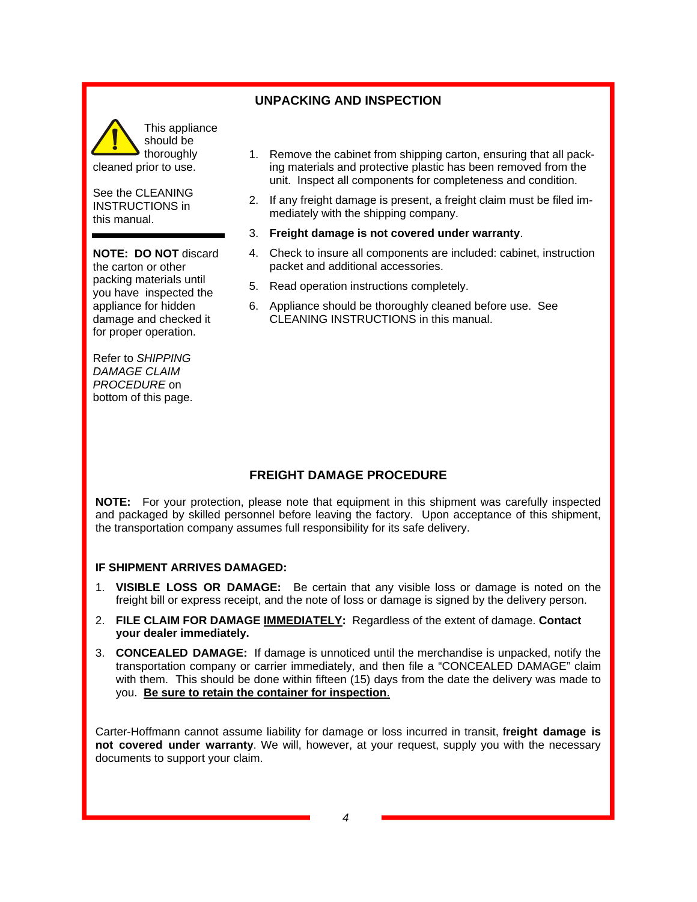## UNPACKING AND INSPECTION

This appliance should be thoroughly cleaned prior to use.

See the CLEANING INSTRUCTIONS in this manual.

**NOTE: DO NOT** discard the carton or other packing materials until you have inspected the appliance for hidden damage and checked it for proper operation.

Refer to *SHIPPING DAMAGE CLAIM PROCEDURE* on bottom of this page.

1. Remove the cabinet from shipping carton, ensuring that all packing materials and protective plastic has been removed from the unit. Inspect all components for completeness and condition.
2. If any freight damage is present, a freight claim must be filed immediately with the shipping company.
3. **Freight damage is not covered under warranty**.
4. Check to insure all components are included: cabinet, instruction packet and additional accessories.
5. Read operation instructions completely.
6. Appliance should be thoroughly cleaned before use. See CLEANING INSTRUCTIONS in this manual.

## FREIGHT DAMAGE PROCEDURE

**NOTE:** For your protection, please note that equipment in this shipment was carefully inspected and packaged by skilled personnel before leaving the factory. Upon acceptance of this shipment, the transportation company assumes full responsibility for its safe delivery.

**IF SHIPMENT ARRIVES DAMAGED:**

1. **VISIBLE LOSS OR DAMAGE:** Be certain that any visible loss or damage is noted on the freight bill or express receipt, and the note of loss or damage is signed by the delivery person.
2. **FILE CLAIM FOR DAMAGE <u>IMMEDIATELY</u>:** Regardless of the extent of damage. **Contact your dealer immediately.**
3. **CONCEALED DAMAGE:** If damage is unnoticed until the merchandise is unpacked, notify the transportation company or carrier immediately, and then file a "CONCEALED DAMAGE" claim with them. This should be done within fifteen (15) days from the date the delivery was made to you. **<u>Be sure to retain the container for inspection</u>**.

Carter-Hoffmann cannot assume liability for damage or loss incurred in transit, f**reight damage is not covered under warranty**. We will, however, at your request, supply you with the necessary documents to support your claim.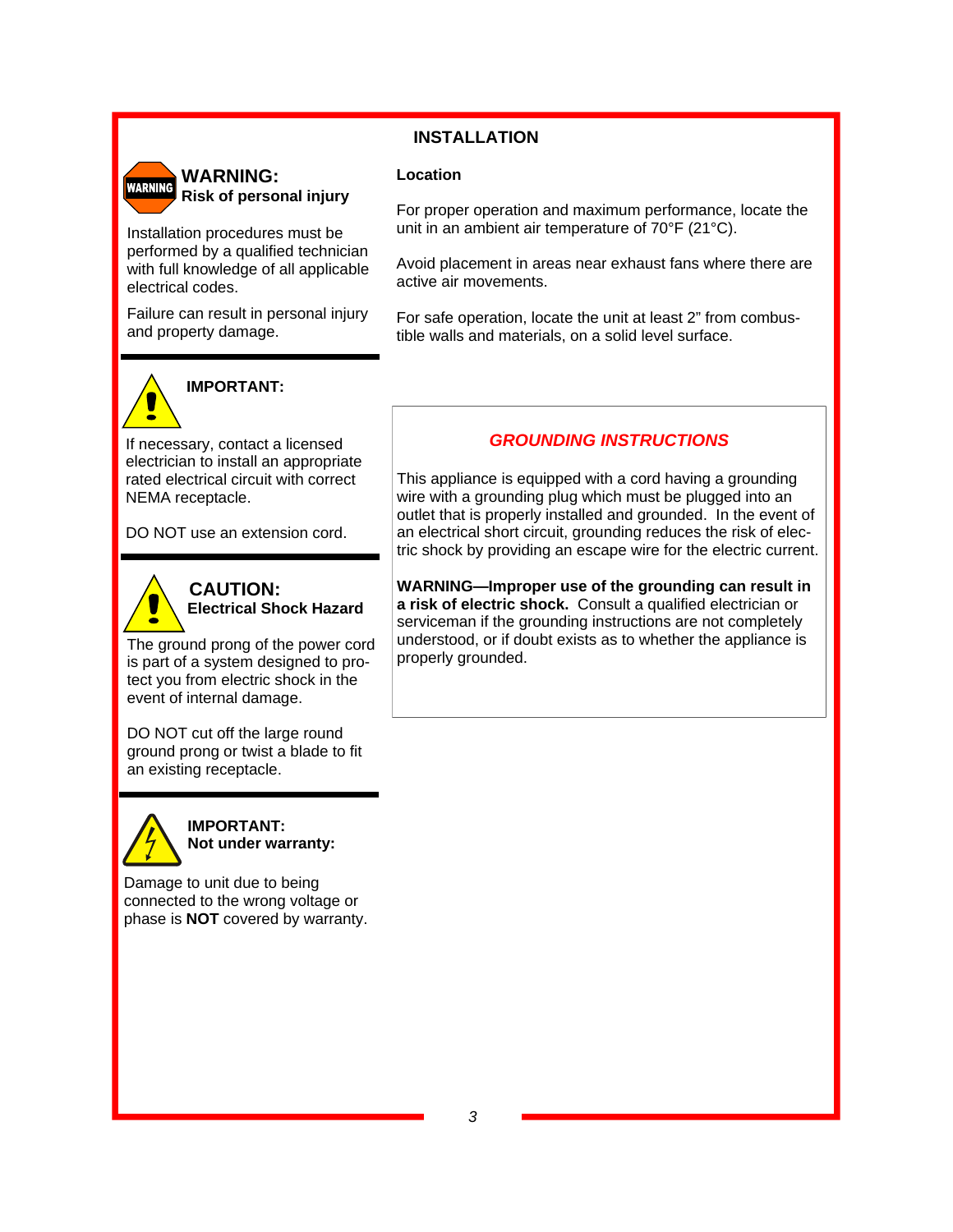# INSTALLATION

**WARNING:**
**Risk of personal injury**

Installation procedures must be performed by a qualified technician with full knowledge of all applicable electrical codes.

Failure can result in personal injury and property damage.

**IMPORTANT:**

If necessary, contact a licensed electrician to install an appropriate rated electrical circuit with correct NEMA receptacle.

DO NOT use an extension cord.

**CAUTION:**
**Electrical Shock Hazard**

The ground prong of the power cord is part of a system designed to protect you from electric shock in the event of internal damage.

DO NOT cut off the large round ground prong or twist a blade to fit an existing receptacle.

**IMPORTANT:**
**Not under warranty:**

Damage to unit due to being connected to the wrong voltage or phase is **NOT** covered by warranty.

### Location

For proper operation and maximum performance, locate the unit in an ambient air temperature of 70°F (21°C).

Avoid placement in areas near exhaust fans where there are active air movements.

For safe operation, locate the unit at least 2" from combustible walls and materials, on a solid level surface.

### *GROUNDING INSTRUCTIONS*

This appliance is equipped with a cord having a grounding wire with a grounding plug which must be plugged into an outlet that is properly installed and grounded. In the event of an electrical short circuit, grounding reduces the risk of electric shock by providing an escape wire for the electric current.

**WARNING—Improper use of the grounding can result in a risk of electric shock.** Consult a qualified electrician or serviceman if the grounding instructions are not completely understood, or if doubt exists as to whether the appliance is properly grounded.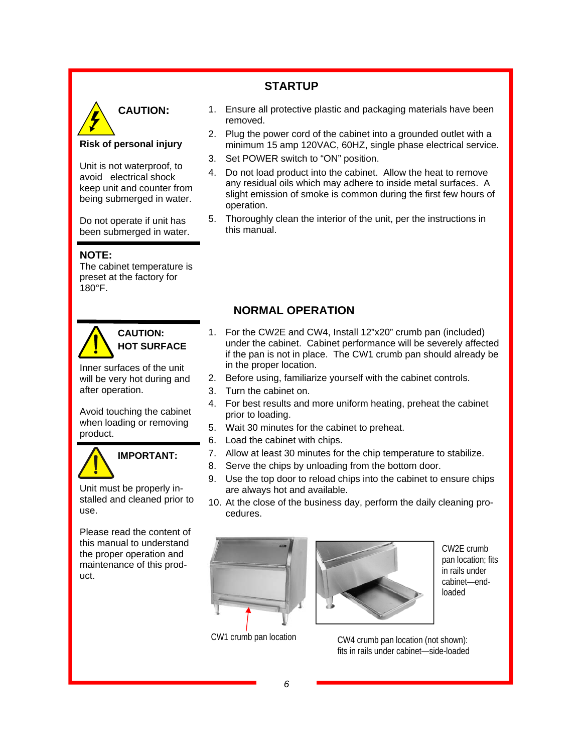## STARTUP

**CAUTION:**

**Risk of personal injury**

Unit is not waterproof, to avoid electrical shock keep unit and counter from being submerged in water.

Do not operate if unit has been submerged in water.

1. Ensure all protective plastic and packaging materials have been removed.
2. Plug the power cord of the cabinet into a grounded outlet with a minimum 15 amp 120VAC, 60HZ, single phase electrical service.
3. Set POWER switch to "ON" position.
4. Do not load product into the cabinet. Allow the heat to remove any residual oils which may adhere to inside metal surfaces. A slight emission of smoke is common during the first few hours of operation.
5. Thoroughly clean the interior of the unit, per the instructions in this manual.

**NOTE:**
The cabinet temperature is preset at the factory for 180°F.

## NORMAL OPERATION

**CAUTION:**
**HOT SURFACE**

Inner surfaces of the unit will be very hot during and after operation.

Avoid touching the cabinet when loading or removing product.

**IMPORTANT:**

Unit must be properly installed and cleaned prior to use.

Please read the content of this manual to understand the proper operation and maintenance of this product.

1. For the CW2E and CW4, Install 12"x20" crumb pan (included) under the cabinet. Cabinet performance will be severely affected if the pan is not in place. The CW1 crumb pan should already be in the proper location.
2. Before using, familiarize yourself with the cabinet controls.
3. Turn the cabinet on.
4. For best results and more uniform heating, preheat the cabinet prior to loading.
5. Wait 30 minutes for the cabinet to preheat.
6. Load the cabinet with chips.
7. Allow at least 30 minutes for the chip temperature to stabilize.
8. Serve the chips by unloading from the bottom door.
9. Use the top door to reload chips into the cabinet to ensure chips are always hot and available.
10. At the close of the business day, perform the daily cleaning procedures.

CW1 crumb pan location

CW2E crumb pan location; fits in rails under cabinet—end-loaded

CW4 crumb pan location (not shown): fits in rails under cabinet—side-loaded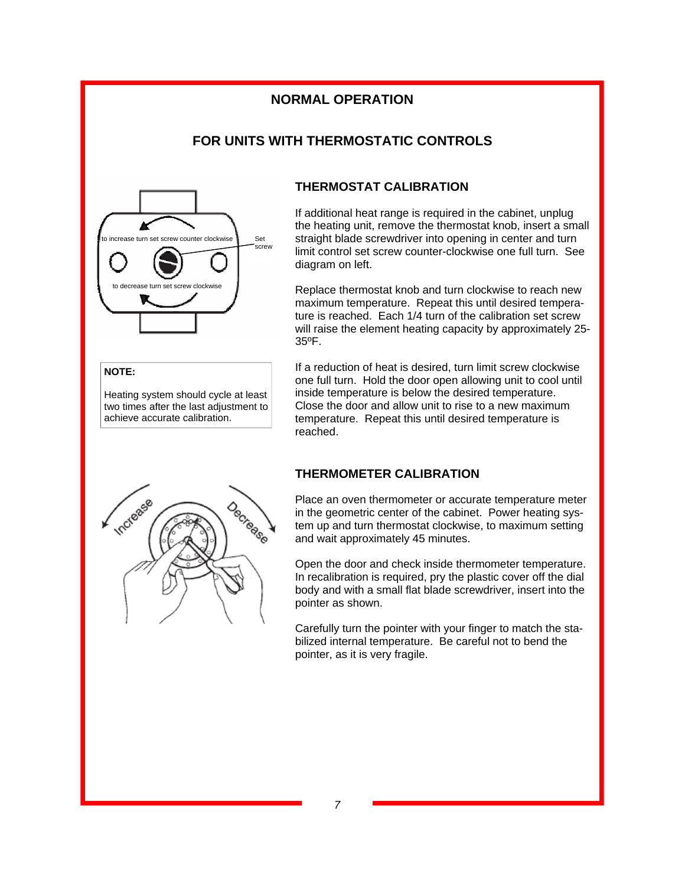# NORMAL OPERATION

## FOR UNITS WITH THERMOSTATIC CONTROLS

to increase turn set screw counter clockwise

Set screw

to decrease turn set screw clockwise

**NOTE:**

Heating system should cycle at least two times after the last adjustment to achieve accurate calibration.

### THERMOSTAT CALIBRATION

If additional heat range is required in the cabinet, unplug the heating unit, remove the thermostat knob, insert a small straight blade screwdriver into opening in center and turn limit control set screw counter-clockwise one full turn. See diagram on left.

Replace thermostat knob and turn clockwise to reach new maximum temperature. Repeat this until desired temperature is reached. Each 1/4 turn of the calibration set screw will raise the element heating capacity by approximately 25-35ºF.

If a reduction of heat is desired, turn limit screw clockwise one full turn. Hold the door open allowing unit to cool until inside temperature is below the desired temperature. Close the door and allow unit to rise to a new maximum temperature. Repeat this until desired temperature is reached.

Increase

Decrease

### THERMOMETER CALIBRATION

Place an oven thermometer or accurate temperature meter in the geometric center of the cabinet. Power heating system up and turn thermostat clockwise, to maximum setting and wait approximately 45 minutes.

Open the door and check inside thermometer temperature. In recalibration is required, pry the plastic cover off the dial body and with a small flat blade screwdriver, insert into the pointer as shown.

Carefully turn the pointer with your finger to match the stabilized internal temperature. Be careful not to bend the pointer, as it is very fragile.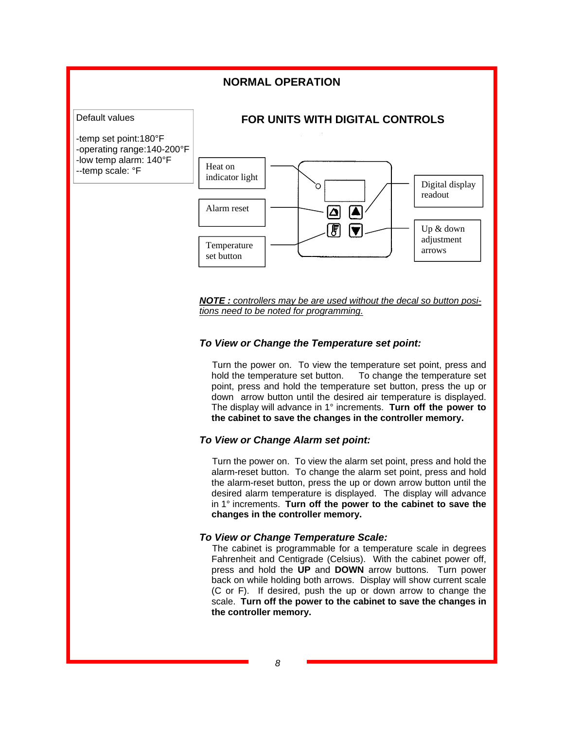# NORMAL OPERATION

Default values

- -temp set point:180°F
- -operating range:140-200°F
- -low temp alarm: 140°F
- --temp scale: °F

## FOR UNITS WITH DIGITAL CONTROLS

Heat on indicator light

Alarm reset

Temperature set button

Digital display readout

Up & down adjustment arrows

***NOTE :** controllers may be are used without the decal so button positions need to be noted for programming.*

### *To View or Change the Temperature set point:*

Turn the power on. To view the temperature set point, press and hold the temperature set button. To change the temperature set point, press and hold the temperature set button, press the up or down arrow button until the desired air temperature is displayed. The display will advance in 1° increments. **Turn off the power to the cabinet to save the changes in the controller memory.**

### *To View or Change Alarm set point:*

Turn the power on. To view the alarm set point, press and hold the alarm-reset button. To change the alarm set point, press and hold the alarm-reset button, press the up or down arrow button until the desired alarm temperature is displayed. The display will advance in 1° increments. **Turn off the power to the cabinet to save the changes in the controller memory.**

### *To View or Change Temperature Scale:*

The cabinet is programmable for a temperature scale in degrees Fahrenheit and Centigrade (Celsius). With the cabinet power off, press and hold the **UP** and **DOWN** arrow buttons. Turn power back on while holding both arrows. Display will show current scale (C or F). If desired, push the up or down arrow to change the scale. **Turn off the power to the cabinet to save the changes in the controller memory.**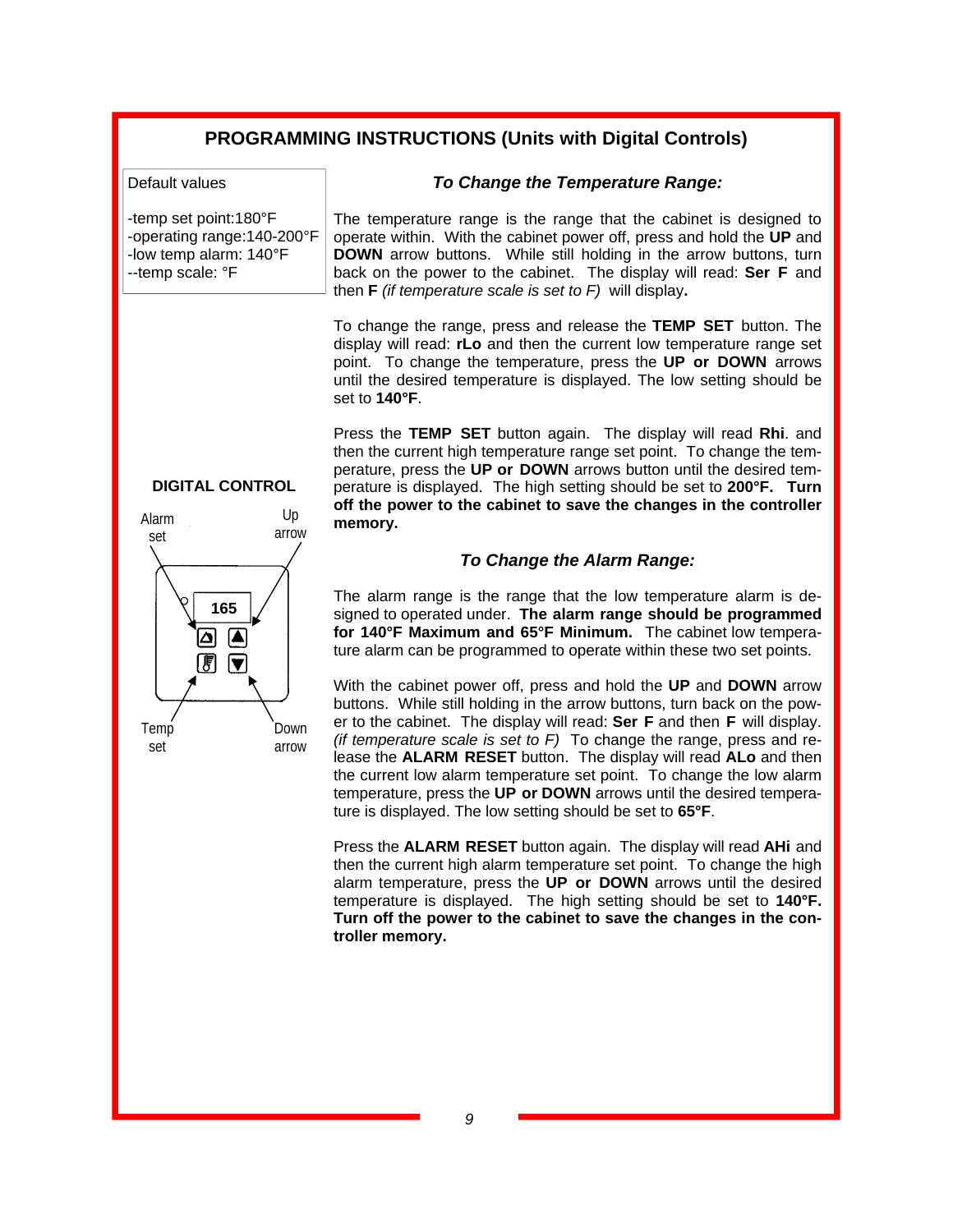# PROGRAMMING INSTRUCTIONS (Units with Digital Controls)

Default values

-temp set point:180°F
-operating range:140-200°F
-low temp alarm: 140°F
--temp scale: °F

### *To Change the Temperature Range:*

The temperature range is the range that the cabinet is designed to operate within. With the cabinet power off, press and hold the **UP** and **DOWN** arrow buttons. While still holding in the arrow buttons, turn back on the power to the cabinet. The display will read: **Ser F** and then **F** *(if temperature scale is set to F)* will display**.**

To change the range, press and release the **TEMP SET** button. The display will read: **rLo** and then the current low temperature range set point. To change the temperature, press the **UP or DOWN** arrows until the desired temperature is displayed. The low setting should be set to **140°F**.

Press the **TEMP SET** button again. The display will read **Rhi**. and then the current high temperature range set point. To change the temperature, press the **UP or DOWN** arrows button until the desired temperature is displayed. The high setting should be set to **200°F. Turn off the power to the cabinet to save the changes in the controller memory.**

**DIGITAL CONTROL**

Alarm set | Up arrow | 165 | Temp set | Down arrow

### *To Change the Alarm Range:*

The alarm range is the range that the low temperature alarm is designed to operated under. **The alarm range should be programmed for 140°F Maximum and 65°F Minimum.** The cabinet low temperature alarm can be programmed to operate within these two set points.

With the cabinet power off, press and hold the **UP** and **DOWN** arrow buttons. While still holding in the arrow buttons, turn back on the power to the cabinet. The display will read: **Ser F** and then **F** will display. *(if temperature scale is set to F)* To change the range, press and release the **ALARM RESET** button. The display will read **ALo** and then the current low alarm temperature set point. To change the low alarm temperature, press the **UP or DOWN** arrows until the desired temperature is displayed. The low setting should be set to **65°F**.

Press the **ALARM RESET** button again. The display will read **AHi** and then the current high alarm temperature set point. To change the high alarm temperature, press the **UP or DOWN** arrows until the desired temperature is displayed. The high setting should be set to **140°F. Turn off the power to the cabinet to save the changes in the controller memory.**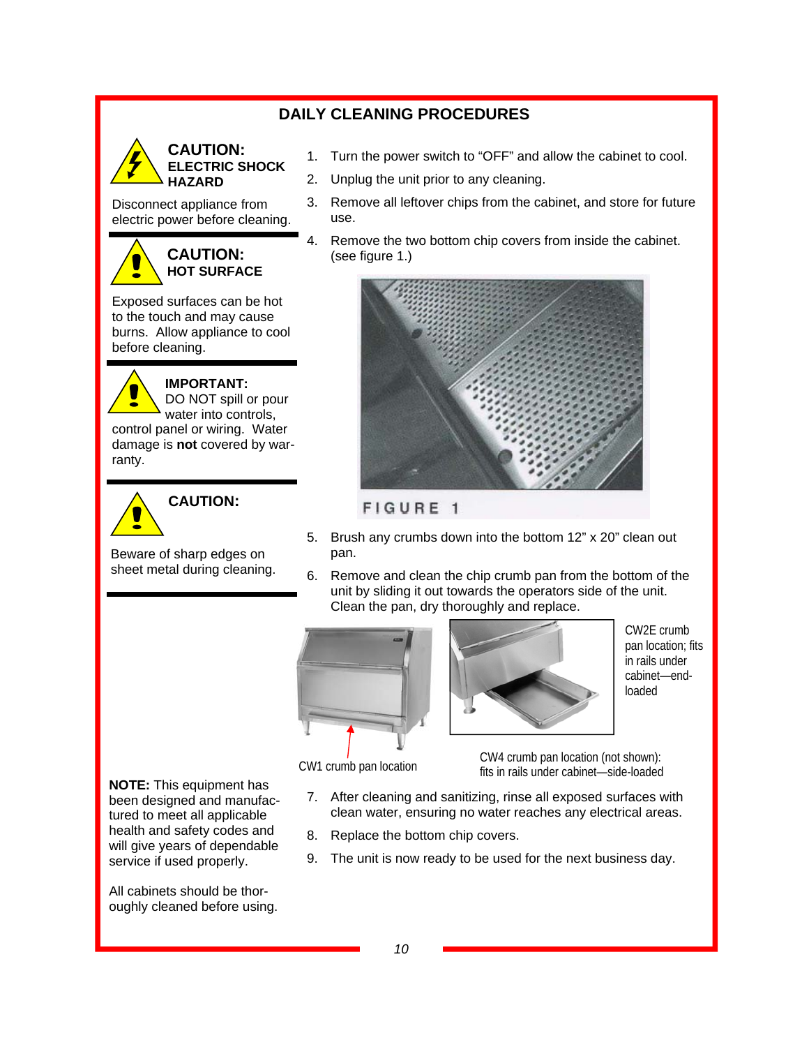## DAILY CLEANING PROCEDURES

**CAUTION:**
**ELECTRIC SHOCK HAZARD**

Disconnect appliance from electric power before cleaning.

**CAUTION:**
**HOT SURFACE**

Exposed surfaces can be hot to the touch and may cause burns. Allow appliance to cool before cleaning.

**IMPORTANT:**
DO NOT spill or pour water into controls, control panel or wiring. Water damage is **not** covered by warranty.

**CAUTION:**

Beware of sharp edges on sheet metal during cleaning.

1. Turn the power switch to "OFF" and allow the cabinet to cool.
2. Unplug the unit prior to any cleaning.
3. Remove all leftover chips from the cabinet, and store for future use.
4. Remove the two bottom chip covers from inside the cabinet. (see figure 1.)

FIGURE 1

5. Brush any crumbs down into the bottom 12" x 20" clean out pan.
6. Remove and clean the chip crumb pan from the bottom of the unit by sliding it out towards the operators side of the unit. Clean the pan, dry thoroughly and replace.

CW1 crumb pan location

CW2E crumb pan location; fits in rails under cabinet—end-loaded

CW4 crumb pan location (not shown): fits in rails under cabinet—side-loaded

7. After cleaning and sanitizing, rinse all exposed surfaces with clean water, ensuring no water reaches any electrical areas.
8. Replace the bottom chip covers.
9. The unit is now ready to be used for the next business day.

**NOTE:** This equipment has been designed and manufactured to meet all applicable health and safety codes and will give years of dependable service if used properly.

All cabinets should be thoroughly cleaned before using.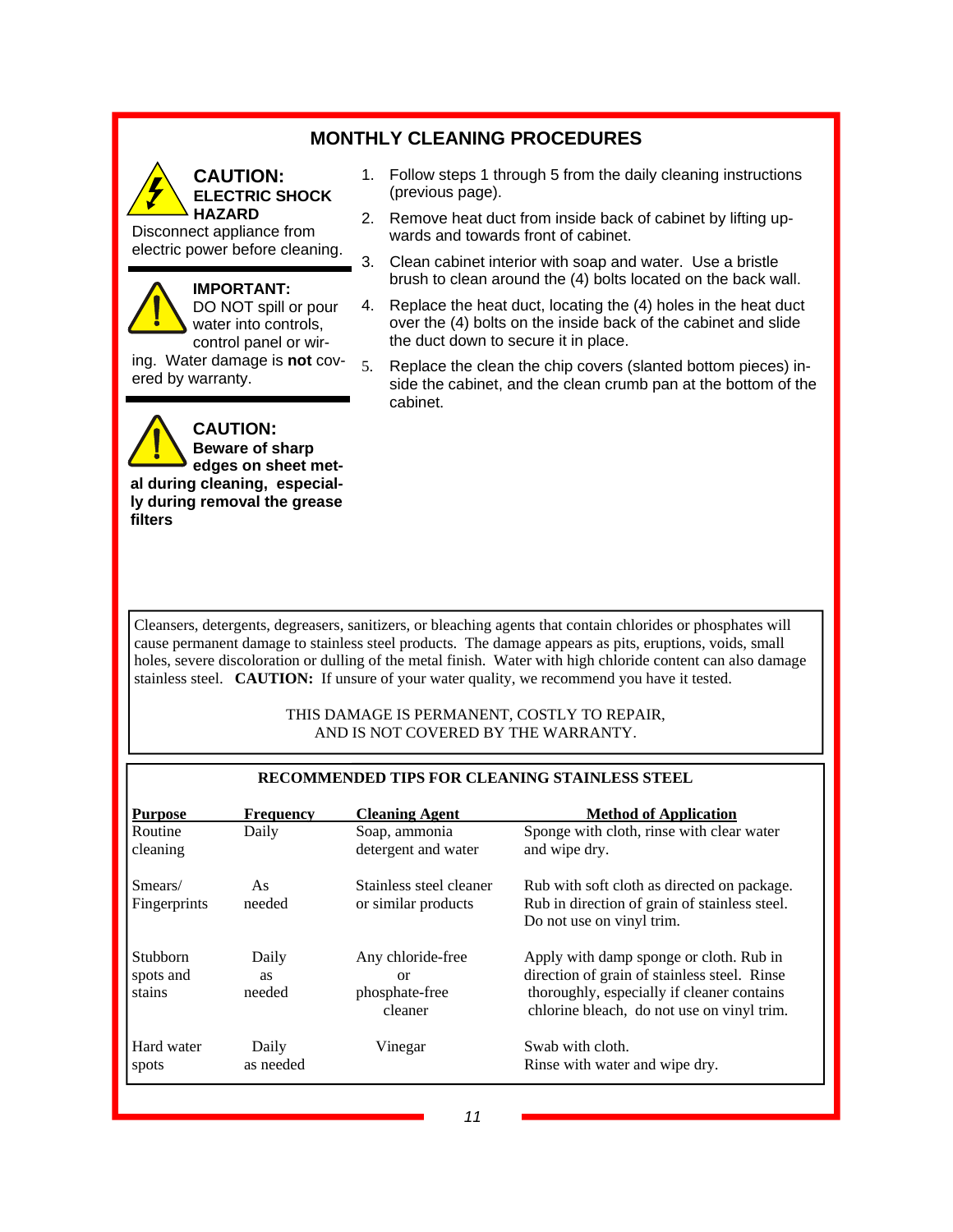## MONTHLY CLEANING PROCEDURES

**CAUTION:**
**ELECTRIC SHOCK HAZARD**
Disconnect appliance from electric power before cleaning.

**IMPORTANT:**
DO NOT spill or pour water into controls, control panel or wiring. Water damage is **not** covered by warranty.

**CAUTION:**
**Beware of sharp edges on sheet metal during cleaning, especially during removal the grease filters**

1. Follow steps 1 through 5 from the daily cleaning instructions (previous page).
2. Remove heat duct from inside back of cabinet by lifting upwards and towards front of cabinet.
3. Clean cabinet interior with soap and water. Use a bristle brush to clean around the (4) bolts located on the back wall.
4. Replace the heat duct, locating the (4) holes in the heat duct over the (4) bolts on the inside back of the cabinet and slide the duct down to secure it in place.
5. Replace the clean the chip covers (slanted bottom pieces) inside the cabinet, and the clean crumb pan at the bottom of the cabinet.

Cleansers, detergents, degreasers, sanitizers, or bleaching agents that contain chlorides or phosphates will cause permanent damage to stainless steel products. The damage appears as pits, eruptions, voids, small holes, severe discoloration or dulling of the metal finish. Water with high chloride content can also damage stainless steel. **CAUTION:** If unsure of your water quality, we recommend you have it tested.

THIS DAMAGE IS PERMANENT, COSTLY TO REPAIR,
AND IS NOT COVERED BY THE WARRANTY.

**RECOMMENDED TIPS FOR CLEANING STAINLESS STEEL**

| Purpose | Frequency | Cleaning Agent | Method of Application |
|---|---|---|---|
| Routine cleaning | Daily | Soap, ammonia detergent and water | Sponge with cloth, rinse with clear water and wipe dry. |
| Smears/ Fingerprints | As needed | Stainless steel cleaner or similar products | Rub with soft cloth as directed on package. Rub in direction of grain of stainless steel. Do not use on vinyl trim. |
| Stubborn spots and stains | Daily as needed | Any chloride-free or phosphate-free cleaner | Apply with damp sponge or cloth. Rub in direction of grain of stainless steel. Rinse thoroughly, especially if cleaner contains chlorine bleach, do not use on vinyl trim. |
| Hard water spots | Daily as needed | Vinegar | Swab with cloth. Rinse with water and wipe dry. |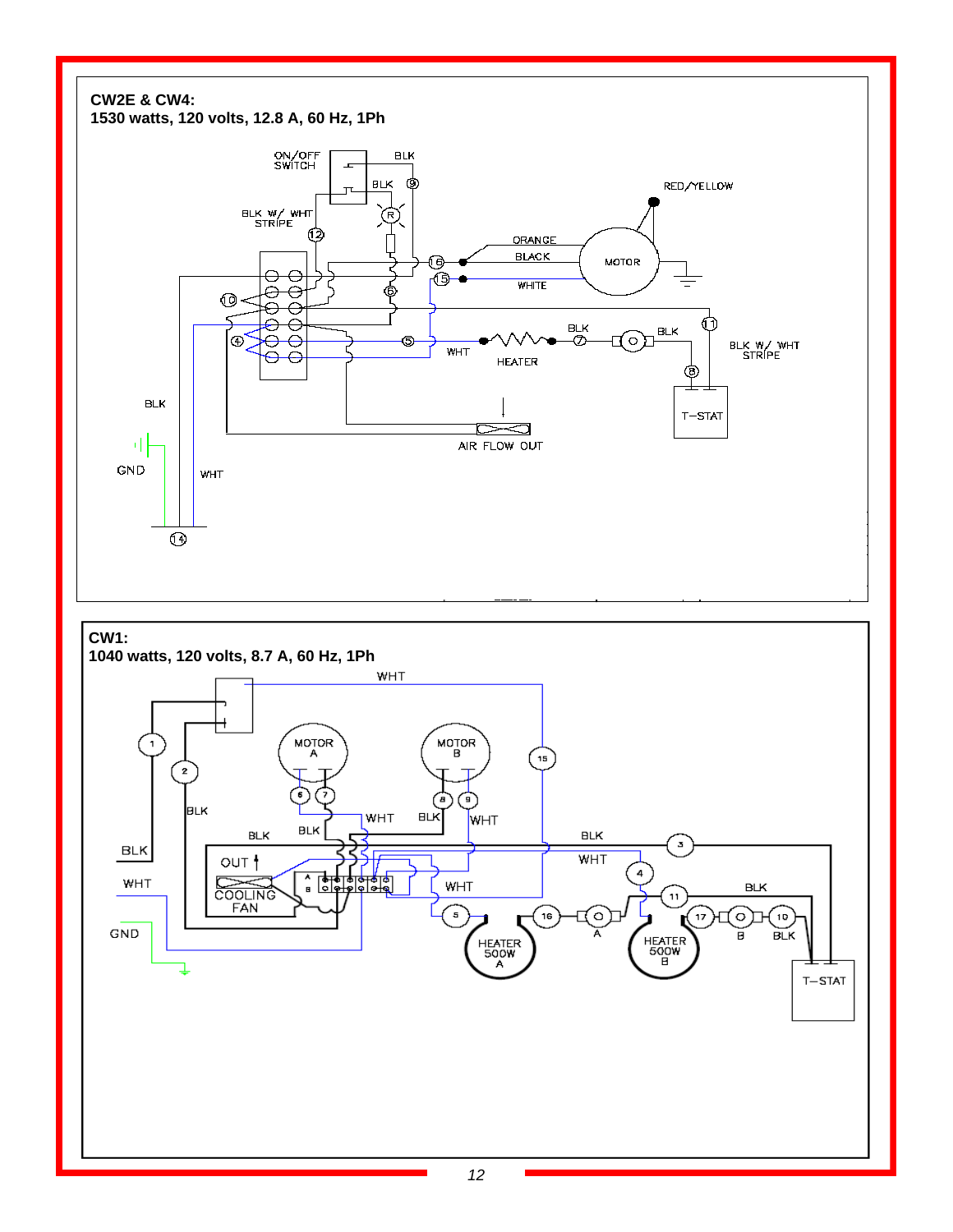**CW2E & CW4:**
**1530 watts, 120 volts, 12.8 A, 60 Hz, 1Ph**

ON/OFF SWITCH

BLK

BLK

RED/YELLOW

BLK W/ WHT STRIPE

ORANGE

BLACK

MOTOR

WHITE

BLK

BLK

BLK W/ WHT STRIPE

WHT

HEATER

T–STAT

BLK

AIR FLOW OUT

GND

WHT

**CW1:**
**1040 watts, 120 volts, 8.7 A, 60 Hz, 1Ph**

WHT

MOTOR A

MOTOR B

BLK

WHT

BLK

WHT

BLK

BLK

BLK

BLK

WHT

OUT

COOLING FAN

WHT

WHT

GND

BLK

HEATER 500W A

HEATER 500W B

BLK

T–STAT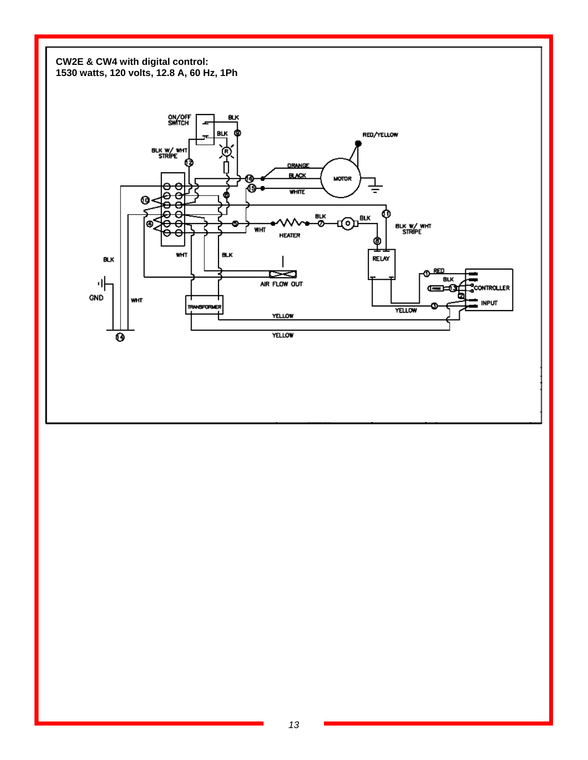**CW2E & CW4 with digital control:**
**1530 watts, 120 volts, 12.8 A, 60 Hz, 1Ph**

ON/OFF SWITCH

BLK

BLK

9

RED/YELLOW

BLK W/ WHT STRIPE

R

12

ORANGE

BLACK

MOTOR

16

15

WHITE

6

10

11

BLK

BLK

4

5

7

WHT

HEATER

BLK W/ WHT STRIPE

8

WHT

BLK

RELAY

BLK

AIR FLOW OUT

1 RED

BLK

13

CONTROLLER

GND

WHT

2

TRANSFORMER

3

INPUT

YELLOW

YELLOW

YELLOW

14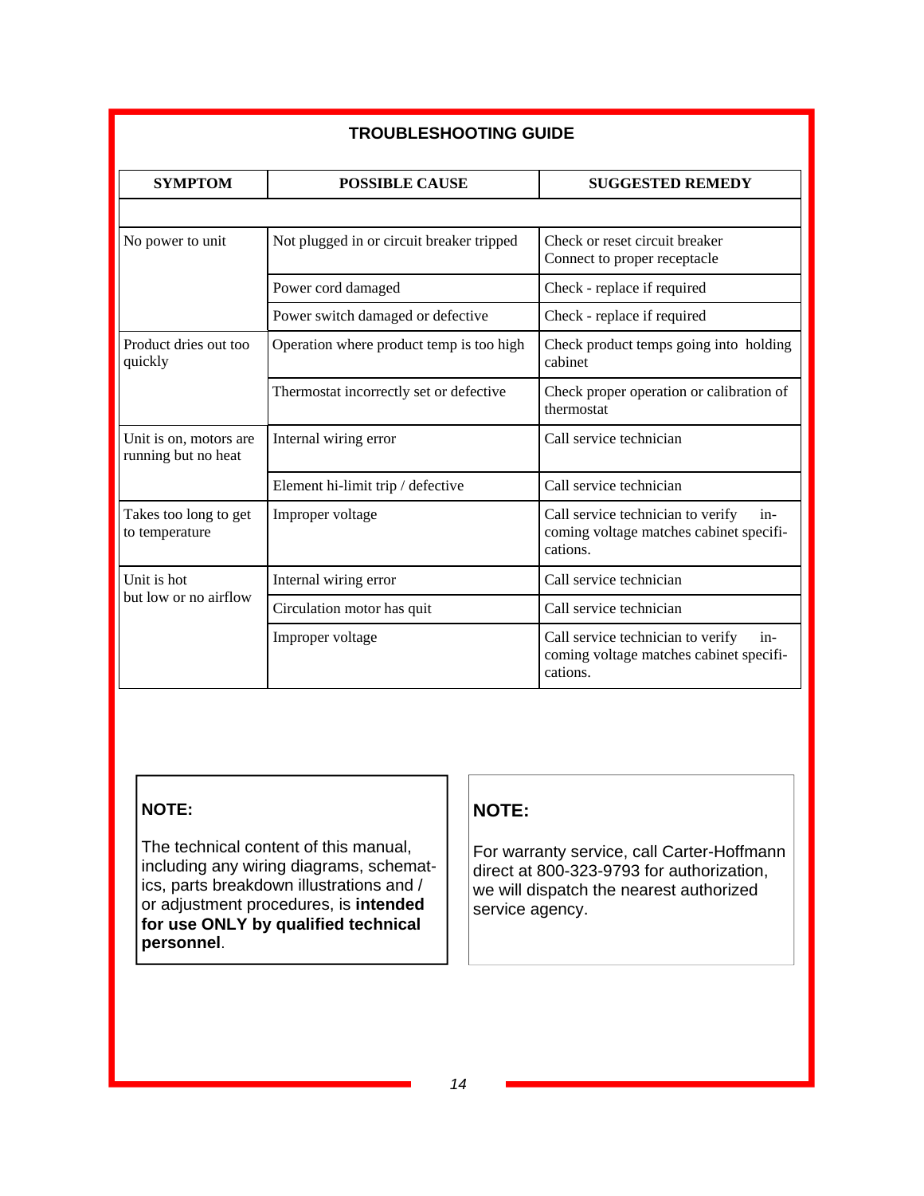## TROUBLESHOOTING GUIDE

| SYMPTOM | POSSIBLE CAUSE | SUGGESTED REMEDY |
|---|---|---|
| | | |
| No power to unit | Not plugged in or circuit breaker tripped | Check or reset circuit breaker<br>Connect to proper receptacle |
| | Power cord damaged | Check - replace if required |
| | Power switch damaged or defective | Check - replace if required |
| Product dries out too quickly | Operation where product temp is too high | Check product temps going into holding cabinet |
| | Thermostat incorrectly set or defective | Check proper operation or calibration of thermostat |
| Unit is on, motors are running but no heat | Internal wiring error | Call service technician |
| | Element hi-limit trip / defective | Call service technician |
| Takes too long to get to temperature | Improper voltage | Call service technician to verify incoming voltage matches cabinet specifications. |
| Unit is hot but low or no airflow | Internal wiring error | Call service technician |
| | Circulation motor has quit | Call service technician |
| | Improper voltage | Call service technician to verify incoming voltage matches cabinet specifications. |

**NOTE:**

The technical content of this manual, including any wiring diagrams, schematics, parts breakdown illustrations and / or adjustment procedures, is **intended for use ONLY by qualified technical personnel**.

**NOTE:**

For warranty service, call Carter-Hoffmann direct at 800-323-9793 for authorization, we will dispatch the nearest authorized service agency.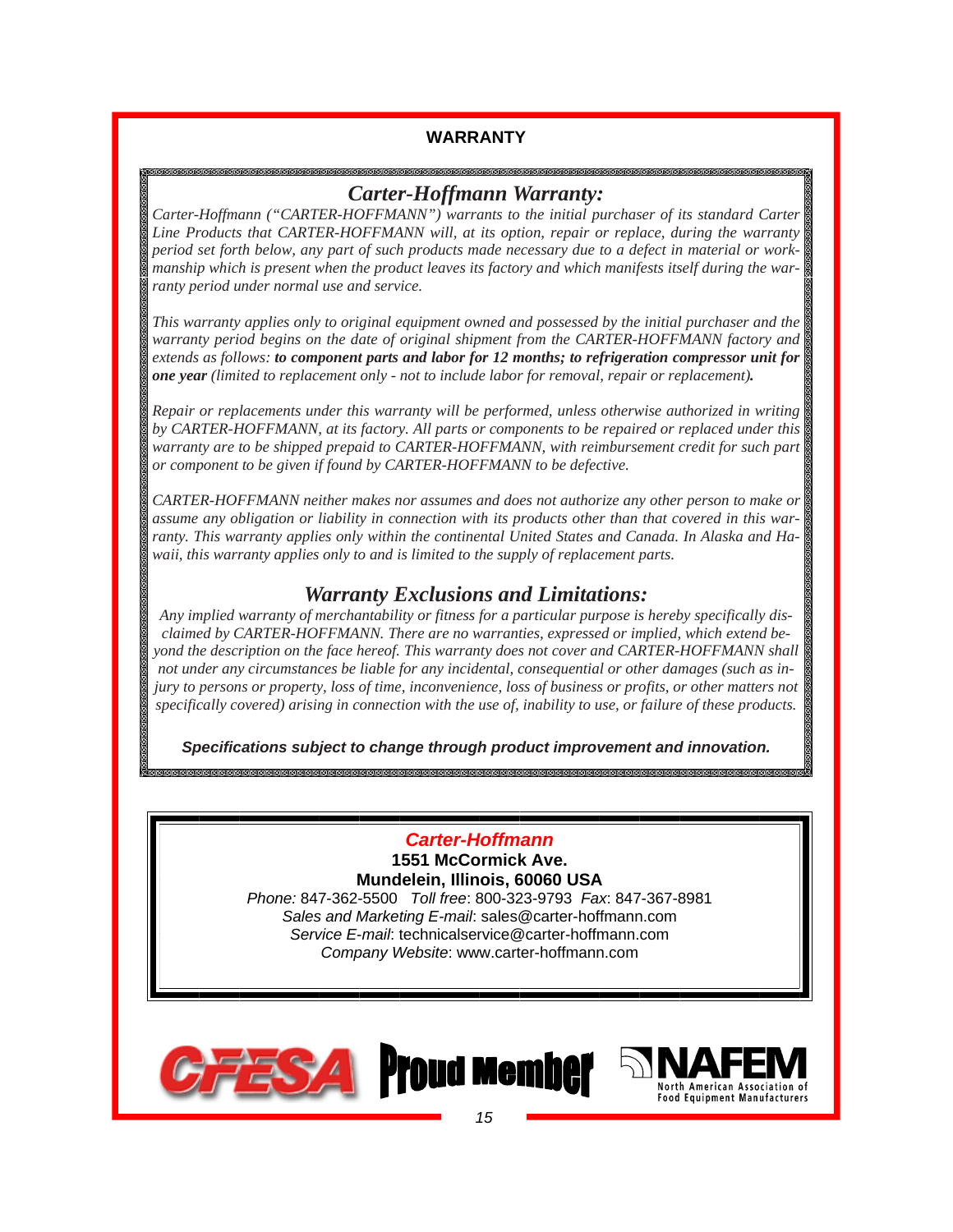## WARRANTY

### *Carter-Hoffmann Warranty:*

*Carter-Hoffmann ("CARTER-HOFFMANN") warrants to the initial purchaser of its standard Carter Line Products that CARTER-HOFFMANN will, at its option, repair or replace, during the warranty period set forth below, any part of such products made necessary due to a defect in material or workmanship which is present when the product leaves its factory and which manifests itself during the warranty period under normal use and service.*

*This warranty applies only to original equipment owned and possessed by the initial purchaser and the warranty period begins on the date of original shipment from the CARTER-HOFFMANN factory and extends as follows:* ***to component parts and labor for 12 months; to refrigeration compressor unit for one year*** *(limited to replacement only - not to include labor for removal, repair or replacement)****.***

*Repair or replacements under this warranty will be performed, unless otherwise authorized in writing by CARTER-HOFFMANN, at its factory. All parts or components to be repaired or replaced under this warranty are to be shipped prepaid to CARTER-HOFFMANN, with reimbursement credit for such part or component to be given if found by CARTER-HOFFMANN to be defective.*

*CARTER-HOFFMANN neither makes nor assumes and does not authorize any other person to make or assume any obligation or liability in connection with its products other than that covered in this warranty. This warranty applies only within the continental United States and Canada. In Alaska and Hawaii, this warranty applies only to and is limited to the supply of replacement parts.*

### *Warranty Exclusions and Limitations:*

*Any implied warranty of merchantability or fitness for a particular purpose is hereby specifically disclaimed by CARTER-HOFFMANN. There are no warranties, expressed or implied, which extend beyond the description on the face hereof. This warranty does not cover and CARTER-HOFFMANN shall not under any circumstances be liable for any incidental, consequential or other damages (such as injury to persons or property, loss of time, inconvenience, loss of business or profits, or other matters not specifically covered) arising in connection with the use of, inability to use, or failure of these products.*

***Specifications subject to change through product improvement and innovation.***

***Carter-Hoffmann***
**1551 McCormick Ave.**
**Mundelein, Illinois, 60060 USA**
*Phone:* 847-362-5500 *Toll free*: 800-323-9793 *Fax*: 847-367-8981
*Sales and Marketing E-mail*: sales@carter-hoffmann.com
*Service E-mail*: technicalservice@carter-hoffmann.com
*Company Website*: www.carter-hoffmann.com

CFESA Proud Member NAFEM North American Association of Food Equipment Manufacturers